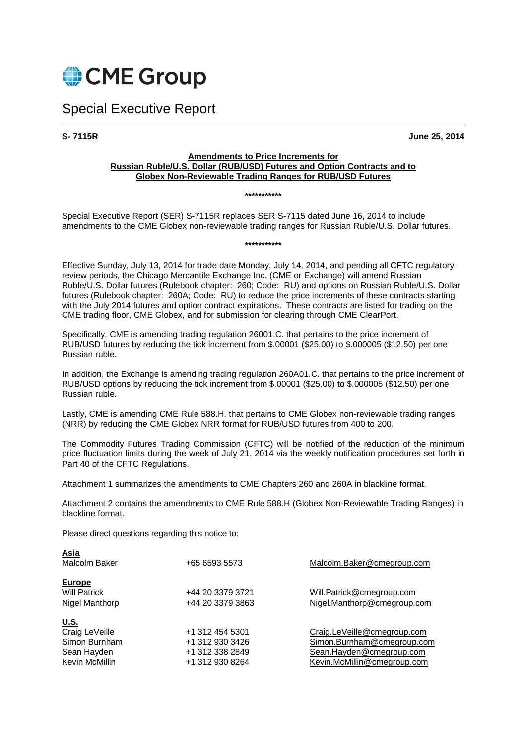CME Group

# Special Executive Report

**S- 7115R** **June 25, 2014**

**Amendments to Price Increments for Russian Ruble/U.S. Dollar (RUB/USD) Futures and Option Contracts and to Globex Non-Reviewable Trading Ranges for RUB/USD Futures**

***********

Special Executive Report (SER) S-7115R replaces SER S-7115 dated June 16, 2014 to include amendments to the CME Globex non-reviewable trading ranges for Russian Ruble/U.S. Dollar futures.

***********

Effective Sunday, July 13, 2014 for trade date Monday, July 14, 2014, and pending all CFTC regulatory review periods, the Chicago Mercantile Exchange Inc. (CME or Exchange) will amend Russian Ruble/U.S. Dollar futures (Rulebook chapter: 260; Code: RU) and options on Russian Ruble/U.S. Dollar futures (Rulebook chapter: 260A; Code: RU) to reduce the price increments of these contracts starting with the July 2014 futures and option contract expirations. These contracts are listed for trading on the CME trading floor, CME Globex, and for submission for clearing through CME ClearPort.

Specifically, CME is amending trading regulation 26001.C. that pertains to the price increment of RUB/USD futures by reducing the tick increment from $.00001 ($25.00) to $.000005 ($12.50) per one Russian ruble.

In addition, the Exchange is amending trading regulation 260A01.C. that pertains to the price increment of RUB/USD options by reducing the tick increment from $.00001 ($25.00) to $.000005 ($12.50) per one Russian ruble.

Lastly, CME is amending CME Rule 588.H. that pertains to CME Globex non-reviewable trading ranges (NRR) by reducing the CME Globex NRR format for RUB/USD futures from 400 to 200.

The Commodity Futures Trading Commission (CFTC) will be notified of the reduction of the minimum price fluctuation limits during the week of July 21, 2014 via the weekly notification procedures set forth in Part 40 of the CFTC Regulations.

Attachment 1 summarizes the amendments to CME Chapters 260 and 260A in blackline format.

Attachment 2 contains the amendments to CME Rule 588.H (Globex Non-Reviewable Trading Ranges) in blackline format.

Please direct questions regarding this notice to:

**Asia**

| | | |
|---|---|---|
| Malcolm Baker | +65 6593 5573 | Malcolm.Baker@cmegroup.com |

**Europe**

| | | |
|---|---|---|
| Will Patrick | +44 20 3379 3721 | Will.Patrick@cmegroup.com |
| Nigel Manthorp | +44 20 3379 3863 | Nigel.Manthorp@cmegroup.com |

**U.S.**

| | | |
|---|---|---|
| Craig LeVeille | +1 312 454 5301 | Craig.LeVeille@cmegroup.com |
| Simon Burnham | +1 312 930 3426 | Simon.Burnham@cmegroup.com |
| Sean Hayden | +1 312 338 2849 | Sean.Hayden@cmegroup.com |
| Kevin McMillin | +1 312 930 8264 | Kevin.McMillin@cmegroup.com |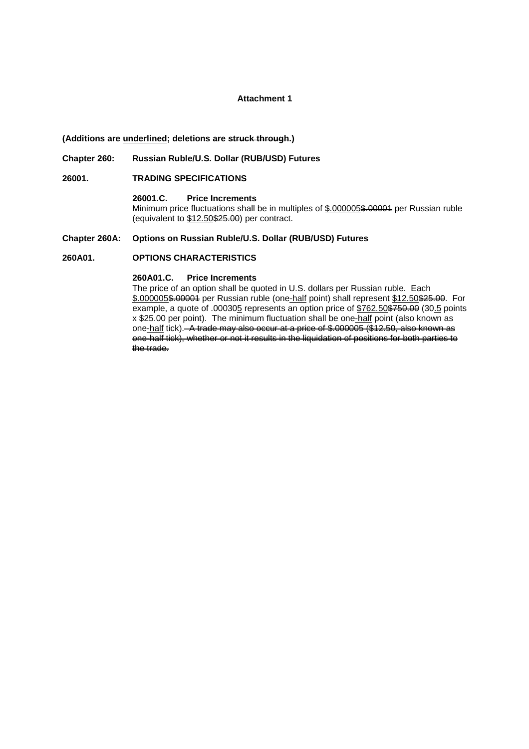**Attachment 1**

**(Additions are <u>underlined</u>; deletions are ~~struck through~~.)**

**Chapter 260: Russian Ruble/U.S. Dollar (RUB/USD) Futures**

**26001. TRADING SPECIFICATIONS**

**26001.C. Price Increments**

Minimum price fluctuations shall be in multiples of <u>$.000005</u>~~$.00001~~ per Russian ruble (equivalent to <u>$12.50</u>~~$25.00~~) per contract.

**Chapter 260A: Options on Russian Ruble/U.S. Dollar (RUB/USD) Futures**

**260A01. OPTIONS CHARACTERISTICS**

**260A01.C. Price Increments**

The price of an option shall be quoted in U.S. dollars per Russian ruble. Each <u>$.000005</u>~~$.00001~~ per Russian ruble (one<u>-half</u> point) shall represent <u>$12.50</u>~~$25.00~~. For example, a quote of .00030<u>5</u> represents an option price of <u>$762.50</u>~~$750.00~~ (30<u>.5</u> points x $25.00 per point). The minimum fluctuation shall be one<u>-half</u> point (also known as one<u>-half</u> tick).~~ A trade may also occur at a price of $.000005 ($12.50, also known as one-half tick), whether or not it results in the liquidation of positions for both parties to the trade.~~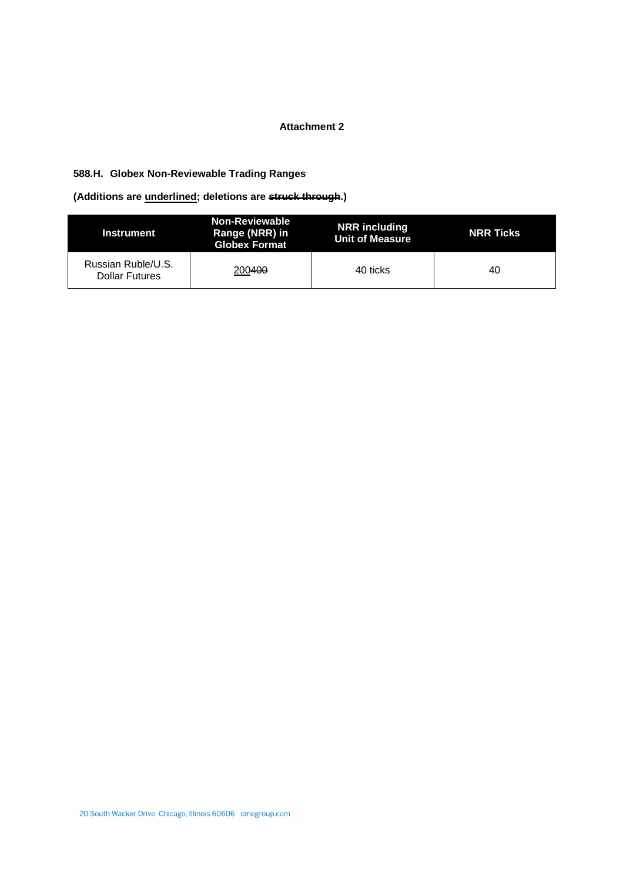**Attachment 2**

**588.H. Globex Non-Reviewable Trading Ranges**

**(Additions are <u>underlined</u>; deletions are ~~struck through~~.)**

| Instrument | Non-Reviewable Range (NRR) in Globex Format | NRR including Unit of Measure | NRR Ticks |
|---|---|---|---|
| Russian Ruble/U.S. Dollar Futures | <u>200</u>~~400~~ | 40 ticks | 40 |

20 South Wacker Drive Chicago, Illinois 60606 cmegroup.com